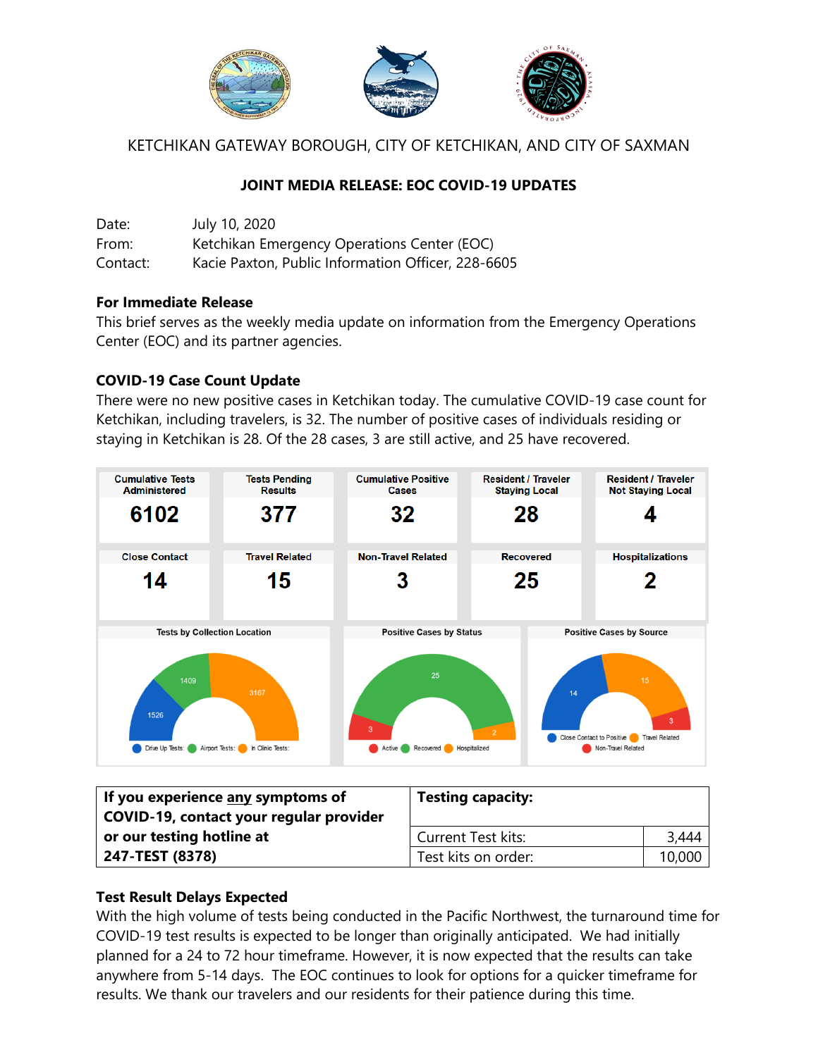KETCHIKAN GATEWAY BOROUGH, CITY OF KETCHIKAN, AND CITY OF SAXMAN

**JOINT MEDIA RELEASE: EOC COVID-19 UPDATES**

Date: July 10, 2020
From: Ketchikan Emergency Operations Center (EOC)
Contact: Kacie Paxton, Public Information Officer, 228-6605

**For Immediate Release**

This brief serves as the weekly media update on information from the Emergency Operations Center (EOC) and its partner agencies.

**COVID-19 Case Count Update**

There were no new positive cases in Ketchikan today. The cumulative COVID-19 case count for Ketchikan, including travelers, is 32. The number of positive cases of individuals residing or staying in Ketchikan is 28. Of the 28 cases, 3 are still active, and 25 have recovered.

| Cumulative Tests Administered | Tests Pending Results | Cumulative Positive Cases | Resident / Traveler Staying Local | Resident / Traveler Not Staying Local |
|---|---|---|---|---|
| 6102 | 377 | 32 | 28 | 4 |

| Close Contact | Travel Related | Non-Travel Related | Recovered | Hospitalizations |
|---|---|---|---|---|
| 14 | 15 | 3 | 25 | 2 |

**Tests by Collection Location**: Drive Up Tests: 1526; Airport Tests: 1409; In Clinic Tests: 3167

**Positive Cases by Status**: Active: 3; Recovered: 25; Hospitalized: 2

**Positive Cases by Source**: Close Contact to Positive: 14; Travel Related: 15; Non-Travel Related: 3

| If you experience any symptoms of COVID-19, contact your regular provider or our testing hotline at 247-TEST (8378) | Testing capacity: | |
|---|---|---|
| | Current Test kits: | 3,444 |
| | Test kits on order: | 10,000 |

**Test Result Delays Expected**

With the high volume of tests being conducted in the Pacific Northwest, the turnaround time for COVID-19 test results is expected to be longer than originally anticipated. We had initially planned for a 24 to 72 hour timeframe. However, it is now expected that the results can take anywhere from 5-14 days. The EOC continues to look for options for a quicker timeframe for results. We thank our travelers and our residents for their patience during this time.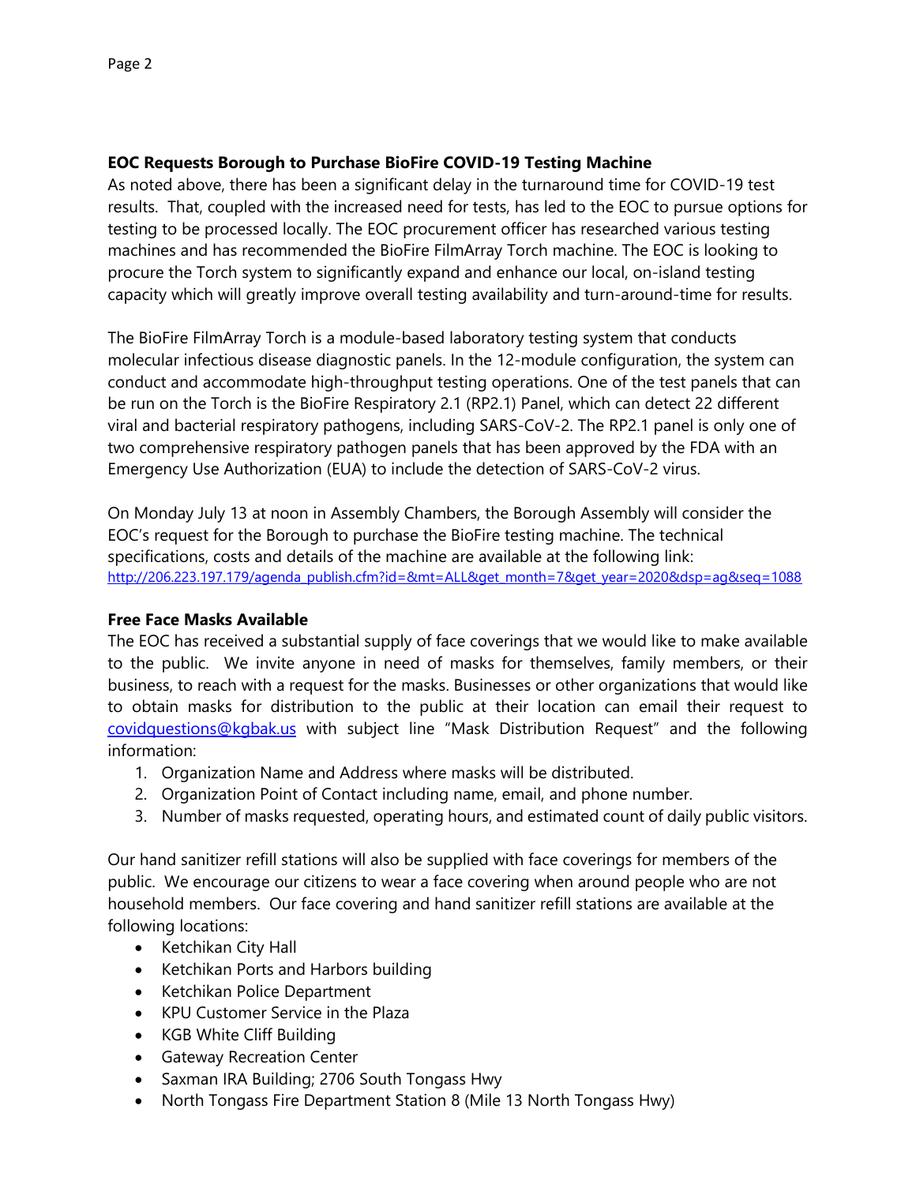**EOC Requests Borough to Purchase BioFire COVID-19 Testing Machine**

As noted above, there has been a significant delay in the turnaround time for COVID-19 test results. That, coupled with the increased need for tests, has led to the EOC to pursue options for testing to be processed locally. The EOC procurement officer has researched various testing machines and has recommended the BioFire FilmArray Torch machine. The EOC is looking to procure the Torch system to significantly expand and enhance our local, on-island testing capacity which will greatly improve overall testing availability and turn-around-time for results.

The BioFire FilmArray Torch is a module-based laboratory testing system that conducts molecular infectious disease diagnostic panels. In the 12-module configuration, the system can conduct and accommodate high-throughput testing operations. One of the test panels that can be run on the Torch is the BioFire Respiratory 2.1 (RP2.1) Panel, which can detect 22 different viral and bacterial respiratory pathogens, including SARS-CoV-2. The RP2.1 panel is only one of two comprehensive respiratory pathogen panels that has been approved by the FDA with an Emergency Use Authorization (EUA) to include the detection of SARS-CoV-2 virus.

On Monday July 13 at noon in Assembly Chambers, the Borough Assembly will consider the EOC's request for the Borough to purchase the BioFire testing machine. The technical specifications, costs and details of the machine are available at the following link: http://206.223.197.179/agenda_publish.cfm?id=&mt=ALL&get_month=7&get_year=2020&dsp=ag&seq=1088

**Free Face Masks Available**

The EOC has received a substantial supply of face coverings that we would like to make available to the public. We invite anyone in need of masks for themselves, family members, or their business, to reach with a request for the masks. Businesses or other organizations that would like to obtain masks for distribution to the public at their location can email their request to covidquestions@kgbak.us with subject line "Mask Distribution Request" and the following information:

1. Organization Name and Address where masks will be distributed.
2. Organization Point of Contact including name, email, and phone number.
3. Number of masks requested, operating hours, and estimated count of daily public visitors.

Our hand sanitizer refill stations will also be supplied with face coverings for members of the public. We encourage our citizens to wear a face covering when around people who are not household members. Our face covering and hand sanitizer refill stations are available at the following locations:

- Ketchikan City Hall
- Ketchikan Ports and Harbors building
- Ketchikan Police Department
- KPU Customer Service in the Plaza
- KGB White Cliff Building
- Gateway Recreation Center
- Saxman IRA Building; 2706 South Tongass Hwy
- North Tongass Fire Department Station 8 (Mile 13 North Tongass Hwy)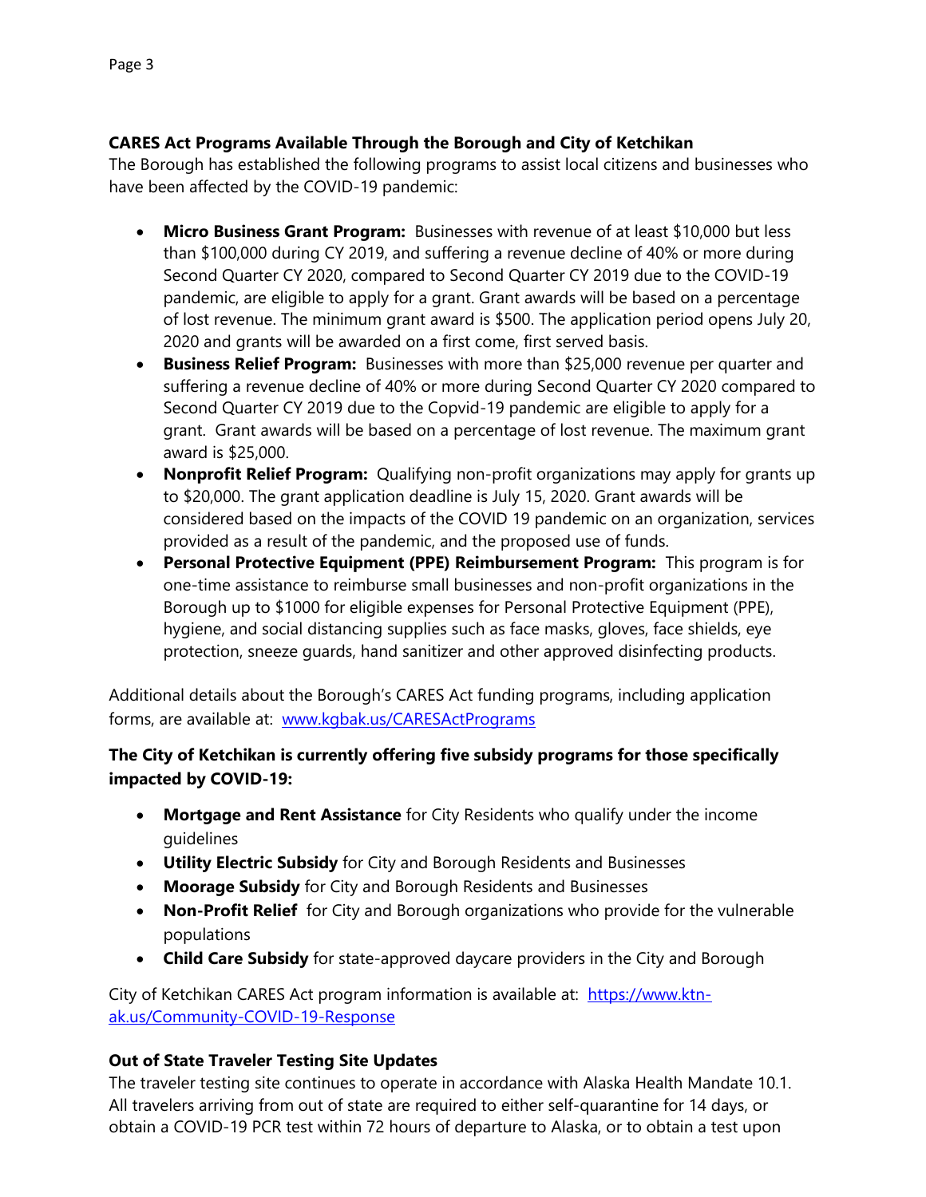**CARES Act Programs Available Through the Borough and City of Ketchikan**

The Borough has established the following programs to assist local citizens and businesses who have been affected by the COVID-19 pandemic:

- **Micro Business Grant Program:** Businesses with revenue of at least $10,000 but less than $100,000 during CY 2019, and suffering a revenue decline of 40% or more during Second Quarter CY 2020, compared to Second Quarter CY 2019 due to the COVID-19 pandemic, are eligible to apply for a grant. Grant awards will be based on a percentage of lost revenue. The minimum grant award is $500. The application period opens July 20, 2020 and grants will be awarded on a first come, first served basis.
- **Business Relief Program:** Businesses with more than $25,000 revenue per quarter and suffering a revenue decline of 40% or more during Second Quarter CY 2020 compared to Second Quarter CY 2019 due to the Copvid-19 pandemic are eligible to apply for a grant. Grant awards will be based on a percentage of lost revenue. The maximum grant award is $25,000.
- **Nonprofit Relief Program:** Qualifying non-profit organizations may apply for grants up to $20,000. The grant application deadline is July 15, 2020. Grant awards will be considered based on the impacts of the COVID 19 pandemic on an organization, services provided as a result of the pandemic, and the proposed use of funds.
- **Personal Protective Equipment (PPE) Reimbursement Program:** This program is for one-time assistance to reimburse small businesses and non-profit organizations in the Borough up to $1000 for eligible expenses for Personal Protective Equipment (PPE), hygiene, and social distancing supplies such as face masks, gloves, face shields, eye protection, sneeze guards, hand sanitizer and other approved disinfecting products.

Additional details about the Borough's CARES Act funding programs, including application forms, are available at: [www.kgbak.us/CARESActPrograms](www.kgbak.us/CARESActPrograms)

**The City of Ketchikan is currently offering five subsidy programs for those specifically impacted by COVID-19:**

- **Mortgage and Rent Assistance** for City Residents who qualify under the income guidelines
- **Utility Electric Subsidy** for City and Borough Residents and Businesses
- **Moorage Subsidy** for City and Borough Residents and Businesses
- **Non-Profit Relief** for City and Borough organizations who provide for the vulnerable populations
- **Child Care Subsidy** for state-approved daycare providers in the City and Borough

City of Ketchikan CARES Act program information is available at: [https://www.ktn-ak.us/Community-COVID-19-Response](https://www.ktn-ak.us/Community-COVID-19-Response)

**Out of State Traveler Testing Site Updates**

The traveler testing site continues to operate in accordance with Alaska Health Mandate 10.1. All travelers arriving from out of state are required to either self-quarantine for 14 days, or obtain a COVID-19 PCR test within 72 hours of departure to Alaska, or to obtain a test upon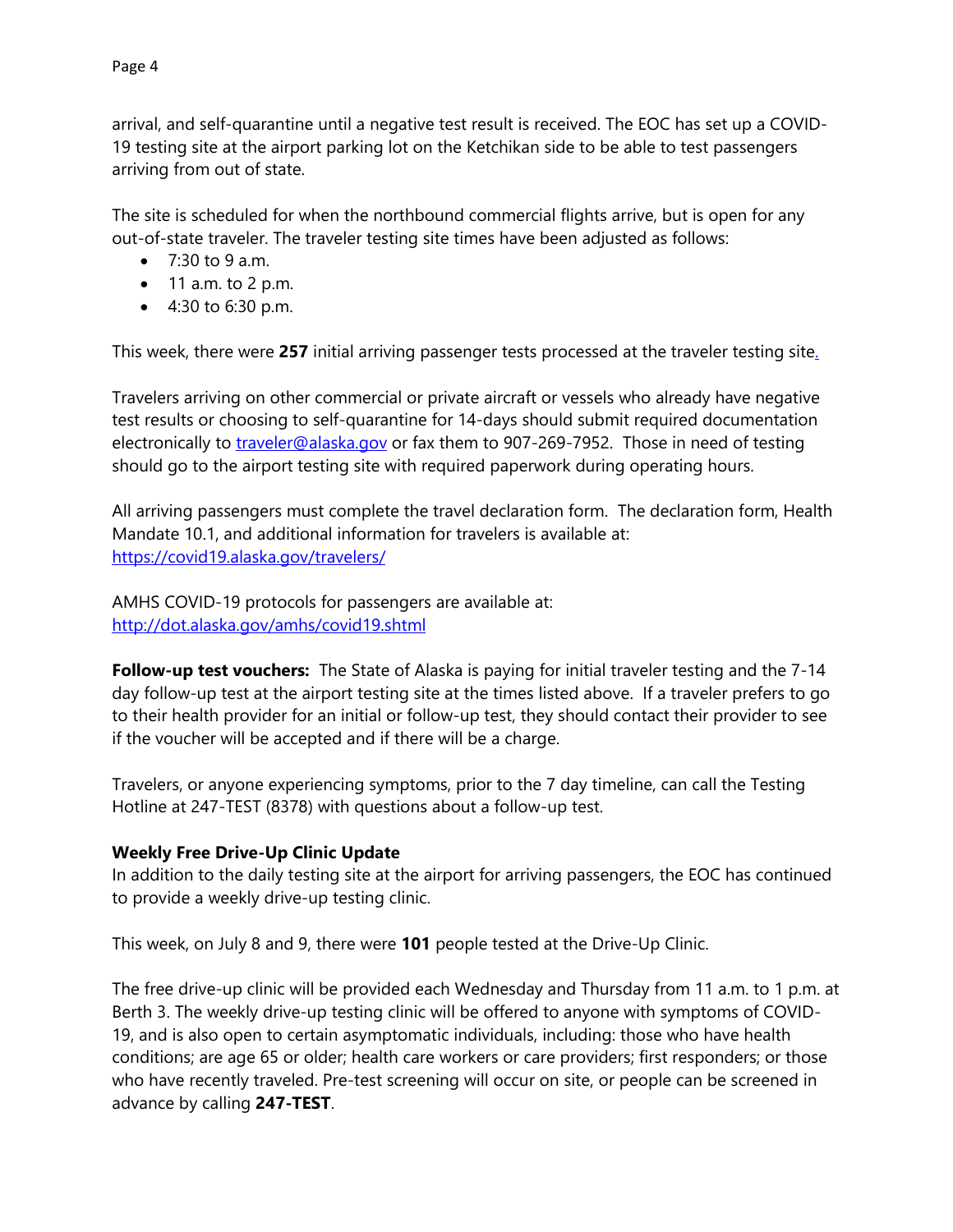arrival, and self-quarantine until a negative test result is received. The EOC has set up a COVID-19 testing site at the airport parking lot on the Ketchikan side to be able to test passengers arriving from out of state.

The site is scheduled for when the northbound commercial flights arrive, but is open for any out-of-state traveler. The traveler testing site times have been adjusted as follows:

- 7:30 to 9 a.m.
- 11 a.m. to 2 p.m.
- 4:30 to 6:30 p.m.

This week, there were **257** initial arriving passenger tests processed at the traveler testing site.

Travelers arriving on other commercial or private aircraft or vessels who already have negative test results or choosing to self-quarantine for 14-days should submit required documentation electronically to [traveler@alaska.gov](mailto:traveler@alaska.gov) or fax them to 907-269-7952. Those in need of testing should go to the airport testing site with required paperwork during operating hours.

All arriving passengers must complete the travel declaration form. The declaration form, Health Mandate 10.1, and additional information for travelers is available at: [https://covid19.alaska.gov/travelers/](https://covid19.alaska.gov/travelers/)

AMHS COVID-19 protocols for passengers are available at: [http://dot.alaska.gov/amhs/covid19.shtml](http://dot.alaska.gov/amhs/covid19.shtml)

**Follow-up test vouchers:** The State of Alaska is paying for initial traveler testing and the 7-14 day follow-up test at the airport testing site at the times listed above. If a traveler prefers to go to their health provider for an initial or follow-up test, they should contact their provider to see if the voucher will be accepted and if there will be a charge.

Travelers, or anyone experiencing symptoms, prior to the 7 day timeline, can call the Testing Hotline at 247-TEST (8378) with questions about a follow-up test.

**Weekly Free Drive-Up Clinic Update**

In addition to the daily testing site at the airport for arriving passengers, the EOC has continued to provide a weekly drive-up testing clinic.

This week, on July 8 and 9, there were **101** people tested at the Drive-Up Clinic.

The free drive-up clinic will be provided each Wednesday and Thursday from 11 a.m. to 1 p.m. at Berth 3. The weekly drive-up testing clinic will be offered to anyone with symptoms of COVID-19, and is also open to certain asymptomatic individuals, including: those who have health conditions; are age 65 or older; health care workers or care providers; first responders; or those who have recently traveled. Pre-test screening will occur on site, or people can be screened in advance by calling **247-TEST**.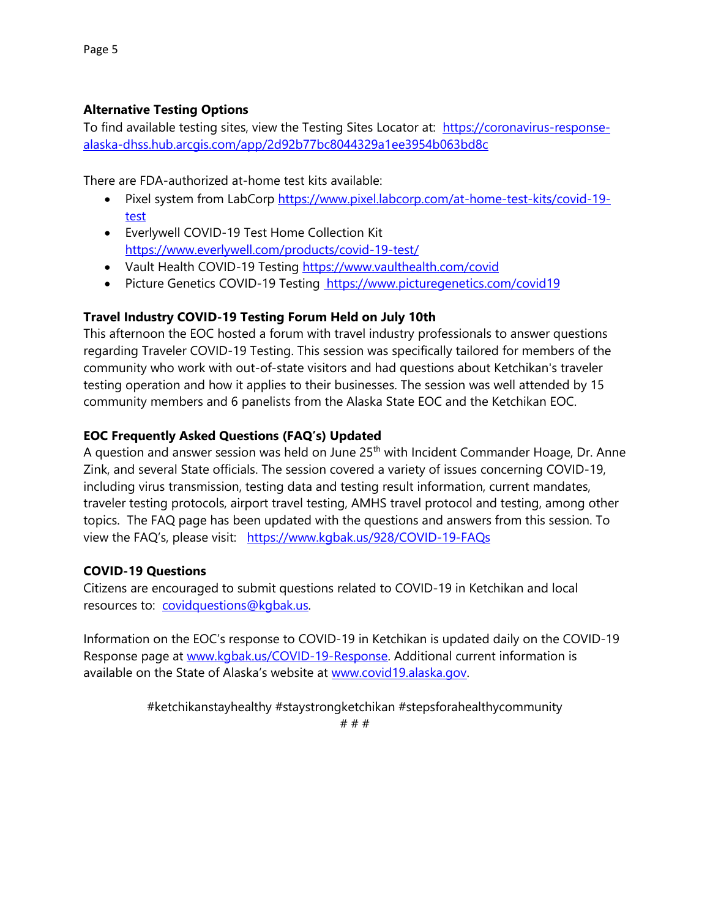## Alternative Testing Options

To find available testing sites, view the Testing Sites Locator at: https://coronavirus-response-alaska-dhss.hub.arcgis.com/app/2d92b77bc8044329a1ee3954b063bd8c

There are FDA-authorized at-home test kits available:

- Pixel system from LabCorp https://www.pixel.labcorp.com/at-home-test-kits/covid-19-test
- Everlywell COVID-19 Test Home Collection Kit https://www.everlywell.com/products/covid-19-test/
- Vault Health COVID-19 Testing https://www.vaulthealth.com/covid
- Picture Genetics COVID-19 Testing https://www.picturegenetics.com/covid19

## Travel Industry COVID-19 Testing Forum Held on July 10th

This afternoon the EOC hosted a forum with travel industry professionals to answer questions regarding Traveler COVID-19 Testing. This session was specifically tailored for members of the community who work with out-of-state visitors and had questions about Ketchikan's traveler testing operation and how it applies to their businesses. The session was well attended by 15 community members and 6 panelists from the Alaska State EOC and the Ketchikan EOC.

## EOC Frequently Asked Questions (FAQ's) Updated

A question and answer session was held on June 25th with Incident Commander Hoage, Dr. Anne Zink, and several State officials. The session covered a variety of issues concerning COVID-19, including virus transmission, testing data and testing result information, current mandates, traveler testing protocols, airport travel testing, AMHS travel protocol and testing, among other topics. The FAQ page has been updated with the questions and answers from this session. To view the FAQ's, please visit: https://www.kgbak.us/928/COVID-19-FAQs

## COVID-19 Questions

Citizens are encouraged to submit questions related to COVID-19 in Ketchikan and local resources to: covidquestions@kgbak.us.

Information on the EOC's response to COVID-19 in Ketchikan is updated daily on the COVID-19 Response page at www.kgbak.us/COVID-19-Response. Additional current information is available on the State of Alaska's website at www.covid19.alaska.gov.

#ketchikanstayhealthy #staystrongketchikan #stepsforahealthycommunity

# # #